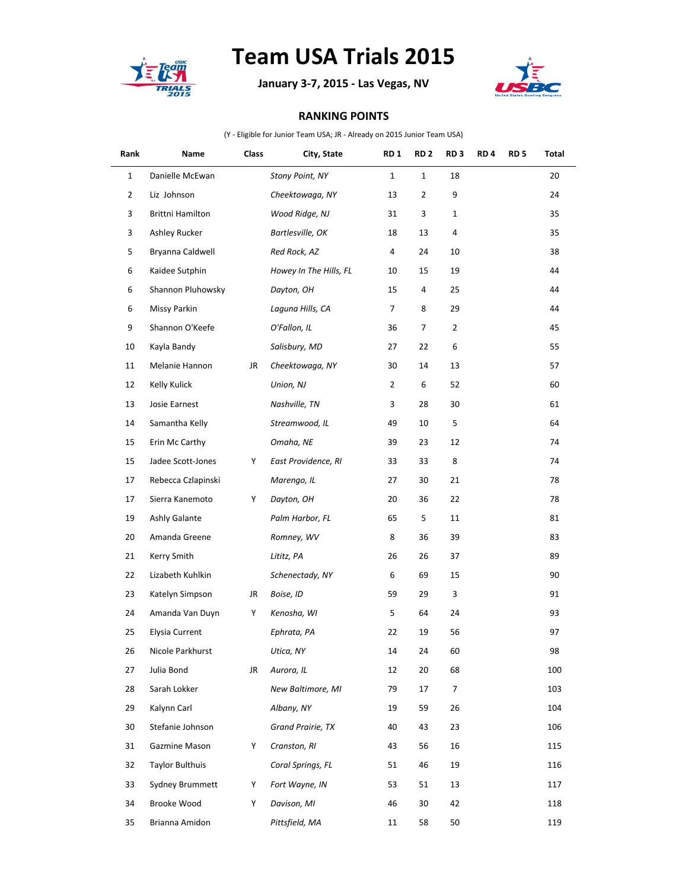# Team USA Trials 2015

**January 3-7, 2015 - Las Vegas, NV**

**RANKING POINTS**

(Y - Eligible for Junior Team USA; JR - Already on 2015 Junior Team USA)

| Rank | Name | Class | City, State | RD 1 | RD 2 | RD 3 | RD 4 | RD 5 | Total |
|---|---|---|---|---|---|---|---|---|---|
| 1 | Danielle McEwan | | *Stony Point, NY* | 1 | 1 | 18 | | | 20 |
| 2 | Liz Johnson | | *Cheektowaga, NY* | 13 | 2 | 9 | | | 24 |
| 3 | Brittni Hamilton | | *Wood Ridge, NJ* | 31 | 3 | 1 | | | 35 |
| 3 | Ashley Rucker | | *Bartlesville, OK* | 18 | 13 | 4 | | | 35 |
| 5 | Bryanna Caldwell | | *Red Rock, AZ* | 4 | 24 | 10 | | | 38 |
| 6 | Kaidee Sutphin | | *Howey In The Hills, FL* | 10 | 15 | 19 | | | 44 |
| 6 | Shannon Pluhowsky | | *Dayton, OH* | 15 | 4 | 25 | | | 44 |
| 6 | Missy Parkin | | *Laguna Hills, CA* | 7 | 8 | 29 | | | 44 |
| 9 | Shannon O'Keefe | | *O'Fallon, IL* | 36 | 7 | 2 | | | 45 |
| 10 | Kayla Bandy | | *Salisbury, MD* | 27 | 22 | 6 | | | 55 |
| 11 | Melanie Hannon | JR | *Cheektowaga, NY* | 30 | 14 | 13 | | | 57 |
| 12 | Kelly Kulick | | *Union, NJ* | 2 | 6 | 52 | | | 60 |
| 13 | Josie Earnest | | *Nashville, TN* | 3 | 28 | 30 | | | 61 |
| 14 | Samantha Kelly | | *Streamwood, IL* | 49 | 10 | 5 | | | 64 |
| 15 | Erin Mc Carthy | | *Omaha, NE* | 39 | 23 | 12 | | | 74 |
| 15 | Jadee Scott-Jones | Y | *East Providence, RI* | 33 | 33 | 8 | | | 74 |
| 17 | Rebecca Czlapinski | | *Marengo, IL* | 27 | 30 | 21 | | | 78 |
| 17 | Sierra Kanemoto | Y | *Dayton, OH* | 20 | 36 | 22 | | | 78 |
| 19 | Ashly Galante | | *Palm Harbor, FL* | 65 | 5 | 11 | | | 81 |
| 20 | Amanda Greene | | *Romney, WV* | 8 | 36 | 39 | | | 83 |
| 21 | Kerry Smith | | *Lititz, PA* | 26 | 26 | 37 | | | 89 |
| 22 | Lizabeth Kuhlkin | | *Schenectady, NY* | 6 | 69 | 15 | | | 90 |
| 23 | Katelyn Simpson | JR | *Boise, ID* | 59 | 29 | 3 | | | 91 |
| 24 | Amanda Van Duyn | Y | *Kenosha, WI* | 5 | 64 | 24 | | | 93 |
| 25 | Elysia Current | | *Ephrata, PA* | 22 | 19 | 56 | | | 97 |
| 26 | Nicole Parkhurst | | *Utica, NY* | 14 | 24 | 60 | | | 98 |
| 27 | Julia Bond | JR | *Aurora, IL* | 12 | 20 | 68 | | | 100 |
| 28 | Sarah Lokker | | *New Baltimore, MI* | 79 | 17 | 7 | | | 103 |
| 29 | Kalynn Carl | | *Albany, NY* | 19 | 59 | 26 | | | 104 |
| 30 | Stefanie Johnson | | *Grand Prairie, TX* | 40 | 43 | 23 | | | 106 |
| 31 | Gazmine Mason | Y | *Cranston, RI* | 43 | 56 | 16 | | | 115 |
| 32 | Taylor Bulthuis | | *Coral Springs, FL* | 51 | 46 | 19 | | | 116 |
| 33 | Sydney Brummett | Y | *Fort Wayne, IN* | 53 | 51 | 13 | | | 117 |
| 34 | Brooke Wood | Y | *Davison, MI* | 46 | 30 | 42 | | | 118 |
| 35 | Brianna Amidon | | *Pittsfield, MA* | 11 | 58 | 50 | | | 119 |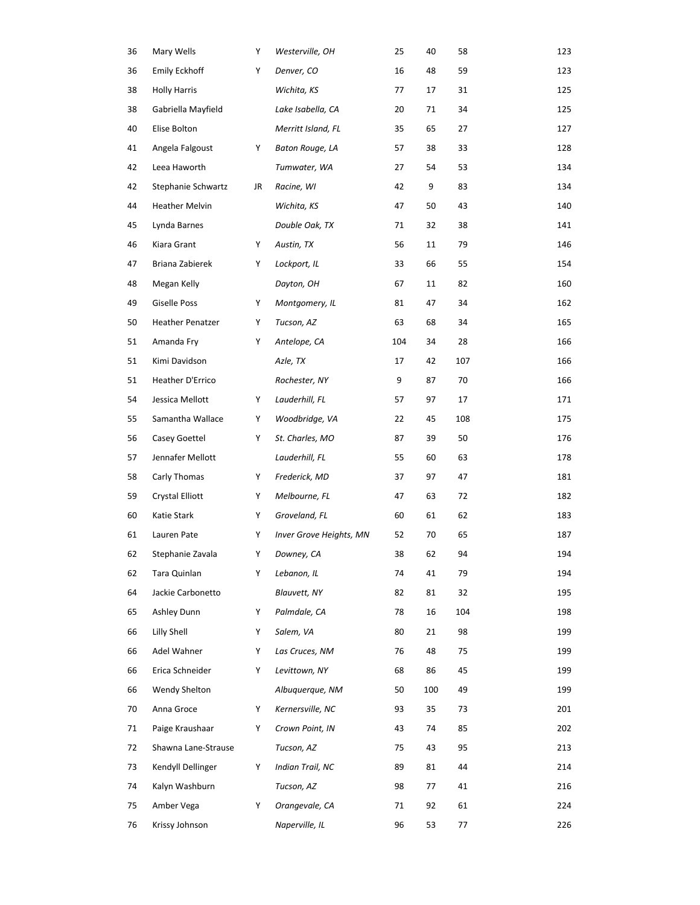| | | | | | | | |
|---|---|---|---|---|---|---|---|
| 36 | Mary Wells | Y | *Westerville, OH* | 25 | 40 | 58 | 123 |
| 36 | Emily Eckhoff | Y | *Denver, CO* | 16 | 48 | 59 | 123 |
| 38 | Holly Harris | | *Wichita, KS* | 77 | 17 | 31 | 125 |
| 38 | Gabriella Mayfield | | *Lake Isabella, CA* | 20 | 71 | 34 | 125 |
| 40 | Elise Bolton | | *Merritt Island, FL* | 35 | 65 | 27 | 127 |
| 41 | Angela Falgoust | Y | *Baton Rouge, LA* | 57 | 38 | 33 | 128 |
| 42 | Leea Haworth | | *Tumwater, WA* | 27 | 54 | 53 | 134 |
| 42 | Stephanie Schwartz | JR | *Racine, WI* | 42 | 9 | 83 | 134 |
| 44 | Heather Melvin | | *Wichita, KS* | 47 | 50 | 43 | 140 |
| 45 | Lynda Barnes | | *Double Oak, TX* | 71 | 32 | 38 | 141 |
| 46 | Kiara Grant | Y | *Austin, TX* | 56 | 11 | 79 | 146 |
| 47 | Briana Zabierek | Y | *Lockport, IL* | 33 | 66 | 55 | 154 |
| 48 | Megan Kelly | | *Dayton, OH* | 67 | 11 | 82 | 160 |
| 49 | Giselle Poss | Y | *Montgomery, IL* | 81 | 47 | 34 | 162 |
| 50 | Heather Penatzer | Y | *Tucson, AZ* | 63 | 68 | 34 | 165 |
| 51 | Amanda Fry | Y | *Antelope, CA* | 104 | 34 | 28 | 166 |
| 51 | Kimi Davidson | | *Azle, TX* | 17 | 42 | 107 | 166 |
| 51 | Heather D'Errico | | *Rochester, NY* | 9 | 87 | 70 | 166 |
| 54 | Jessica Mellott | Y | *Lauderhill, FL* | 57 | 97 | 17 | 171 |
| 55 | Samantha Wallace | Y | *Woodbridge, VA* | 22 | 45 | 108 | 175 |
| 56 | Casey Goettel | Y | *St. Charles, MO* | 87 | 39 | 50 | 176 |
| 57 | Jennafer Mellott | | *Lauderhill, FL* | 55 | 60 | 63 | 178 |
| 58 | Carly Thomas | Y | *Frederick, MD* | 37 | 97 | 47 | 181 |
| 59 | Crystal Elliott | Y | *Melbourne, FL* | 47 | 63 | 72 | 182 |
| 60 | Katie Stark | Y | *Groveland, FL* | 60 | 61 | 62 | 183 |
| 61 | Lauren Pate | Y | *Inver Grove Heights, MN* | 52 | 70 | 65 | 187 |
| 62 | Stephanie Zavala | Y | *Downey, CA* | 38 | 62 | 94 | 194 |
| 62 | Tara Quinlan | Y | *Lebanon, IL* | 74 | 41 | 79 | 194 |
| 64 | Jackie Carbonetto | | *Blauvett, NY* | 82 | 81 | 32 | 195 |
| 65 | Ashley Dunn | Y | *Palmdale, CA* | 78 | 16 | 104 | 198 |
| 66 | Lilly Shell | Y | *Salem, VA* | 80 | 21 | 98 | 199 |
| 66 | Adel Wahner | Y | *Las Cruces, NM* | 76 | 48 | 75 | 199 |
| 66 | Erica Schneider | Y | *Levittown, NY* | 68 | 86 | 45 | 199 |
| 66 | Wendy Shelton | | *Albuquerque, NM* | 50 | 100 | 49 | 199 |
| 70 | Anna Groce | Y | *Kernersville, NC* | 93 | 35 | 73 | 201 |
| 71 | Paige Kraushaar | Y | *Crown Point, IN* | 43 | 74 | 85 | 202 |
| 72 | Shawna Lane-Strause | | *Tucson, AZ* | 75 | 43 | 95 | 213 |
| 73 | Kendyll Dellinger | Y | *Indian Trail, NC* | 89 | 81 | 44 | 214 |
| 74 | Kalyn Washburn | | *Tucson, AZ* | 98 | 77 | 41 | 216 |
| 75 | Amber Vega | Y | *Orangevale, CA* | 71 | 92 | 61 | 224 |
| 76 | Krissy Johnson | | *Naperville, IL* | 96 | 53 | 77 | 226 |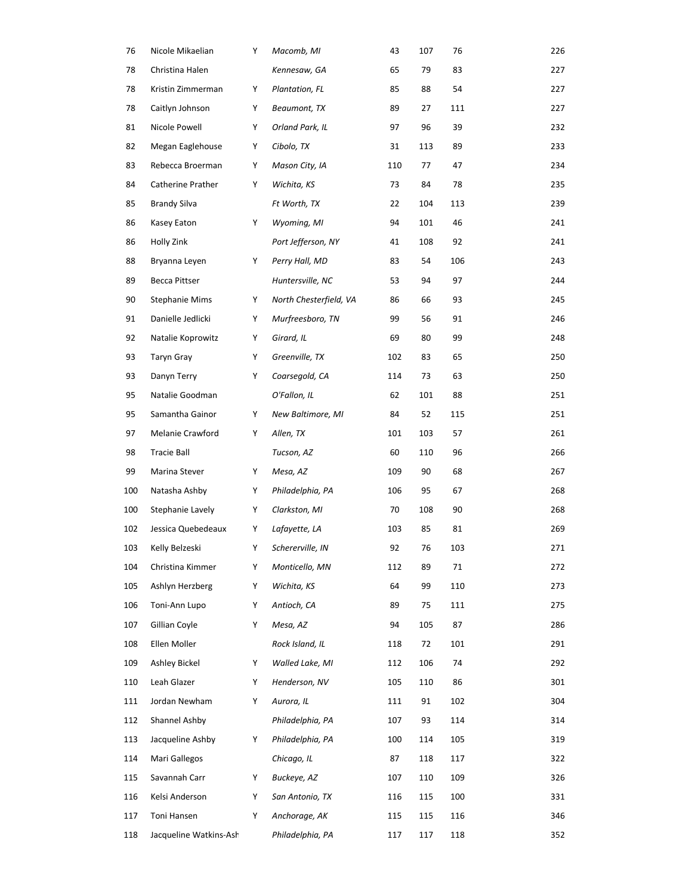| | | | | | | | |
|---|---|---|---|---|---|---|---|
| 76 | Nicole Mikaelian | Y | *Macomb, MI* | 43 | 107 | 76 | 226 |
| 78 | Christina Halen | | *Kennesaw, GA* | 65 | 79 | 83 | 227 |
| 78 | Kristin Zimmerman | Y | *Plantation, FL* | 85 | 88 | 54 | 227 |
| 78 | Caitlyn Johnson | Y | *Beaumont, TX* | 89 | 27 | 111 | 227 |
| 81 | Nicole Powell | Y | *Orland Park, IL* | 97 | 96 | 39 | 232 |
| 82 | Megan Eaglehouse | Y | *Cibolo, TX* | 31 | 113 | 89 | 233 |
| 83 | Rebecca Broerman | Y | *Mason City, IA* | 110 | 77 | 47 | 234 |
| 84 | Catherine Prather | Y | *Wichita, KS* | 73 | 84 | 78 | 235 |
| 85 | Brandy Silva | | *Ft Worth, TX* | 22 | 104 | 113 | 239 |
| 86 | Kasey Eaton | Y | *Wyoming, MI* | 94 | 101 | 46 | 241 |
| 86 | Holly Zink | | *Port Jefferson, NY* | 41 | 108 | 92 | 241 |
| 88 | Bryanna Leyen | Y | *Perry Hall, MD* | 83 | 54 | 106 | 243 |
| 89 | Becca Pittser | | *Huntersville, NC* | 53 | 94 | 97 | 244 |
| 90 | Stephanie Mims | Y | *North Chesterfield, VA* | 86 | 66 | 93 | 245 |
| 91 | Danielle Jedlicki | Y | *Murfreesboro, TN* | 99 | 56 | 91 | 246 |
| 92 | Natalie Koprowitz | Y | *Girard, IL* | 69 | 80 | 99 | 248 |
| 93 | Taryn Gray | Y | *Greenville, TX* | 102 | 83 | 65 | 250 |
| 93 | Danyn Terry | Y | *Coarsegold, CA* | 114 | 73 | 63 | 250 |
| 95 | Natalie Goodman | | *O'Fallon, IL* | 62 | 101 | 88 | 251 |
| 95 | Samantha Gainor | Y | *New Baltimore, MI* | 84 | 52 | 115 | 251 |
| 97 | Melanie Crawford | Y | *Allen, TX* | 101 | 103 | 57 | 261 |
| 98 | Tracie Ball | | *Tucson, AZ* | 60 | 110 | 96 | 266 |
| 99 | Marina Stever | Y | *Mesa, AZ* | 109 | 90 | 68 | 267 |
| 100 | Natasha Ashby | Y | *Philadelphia, PA* | 106 | 95 | 67 | 268 |
| 100 | Stephanie Lavely | Y | *Clarkston, MI* | 70 | 108 | 90 | 268 |
| 102 | Jessica Quebedeaux | Y | *Lafayette, LA* | 103 | 85 | 81 | 269 |
| 103 | Kelly Belzeski | Y | *Schererville, IN* | 92 | 76 | 103 | 271 |
| 104 | Christina Kimmer | Y | *Monticello, MN* | 112 | 89 | 71 | 272 |
| 105 | Ashlyn Herzberg | Y | *Wichita, KS* | 64 | 99 | 110 | 273 |
| 106 | Toni-Ann Lupo | Y | *Antioch, CA* | 89 | 75 | 111 | 275 |
| 107 | Gillian Coyle | Y | *Mesa, AZ* | 94 | 105 | 87 | 286 |
| 108 | Ellen Moller | | *Rock Island, IL* | 118 | 72 | 101 | 291 |
| 109 | Ashley Bickel | Y | *Walled Lake, MI* | 112 | 106 | 74 | 292 |
| 110 | Leah Glazer | Y | *Henderson, NV* | 105 | 110 | 86 | 301 |
| 111 | Jordan Newham | Y | *Aurora, IL* | 111 | 91 | 102 | 304 |
| 112 | Shannel Ashby | | *Philadelphia, PA* | 107 | 93 | 114 | 314 |
| 113 | Jacqueline Ashby | Y | *Philadelphia, PA* | 100 | 114 | 105 | 319 |
| 114 | Mari Gallegos | | *Chicago, IL* | 87 | 118 | 117 | 322 |
| 115 | Savannah Carr | Y | *Buckeye, AZ* | 107 | 110 | 109 | 326 |
| 116 | Kelsi Anderson | Y | *San Antonio, TX* | 116 | 115 | 100 | 331 |
| 117 | Toni Hansen | Y | *Anchorage, AK* | 115 | 115 | 116 | 346 |
| 118 | Jacqueline Watkins-Ash | | *Philadelphia, PA* | 117 | 117 | 118 | 352 |